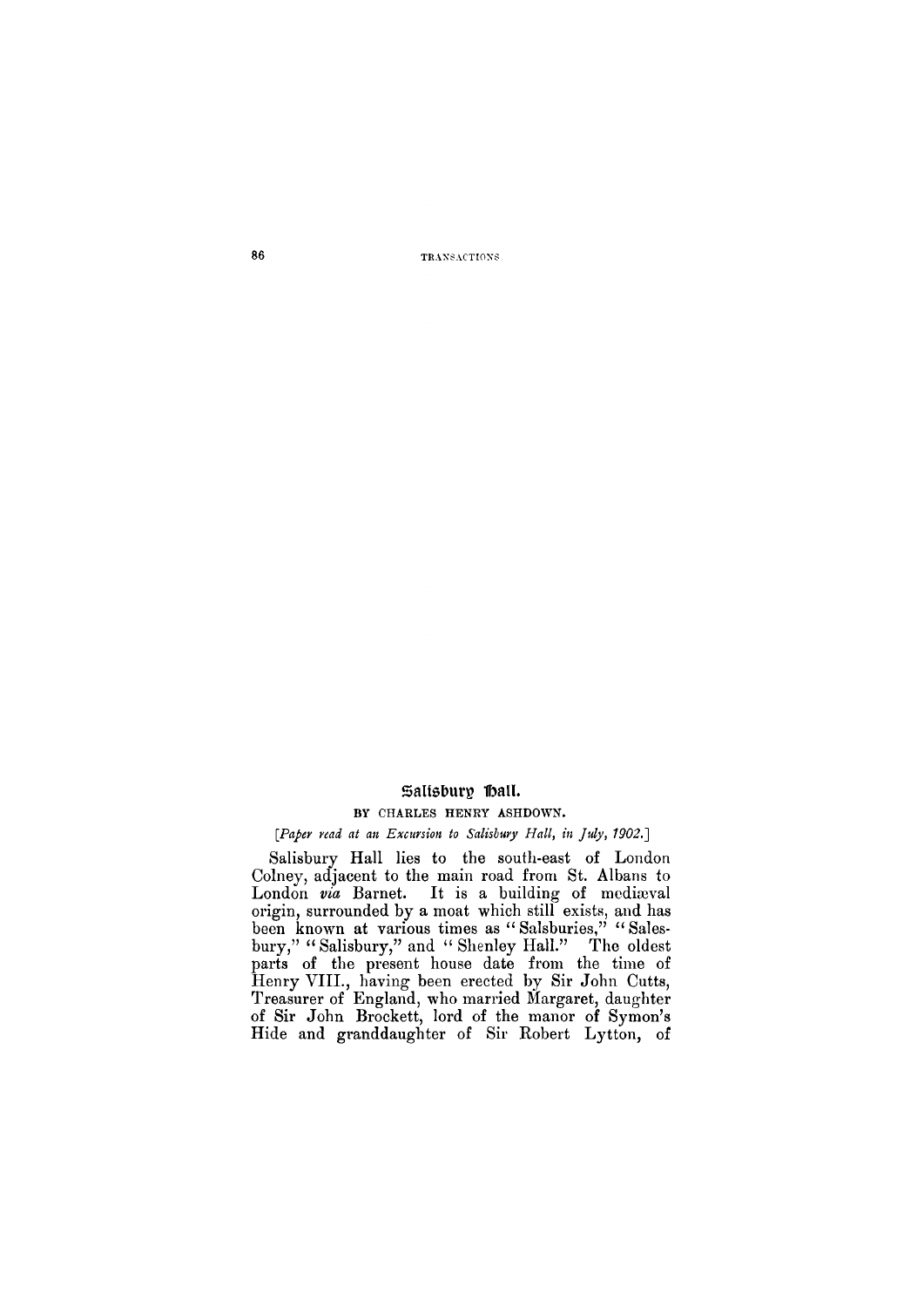## Salisbury Hall.

BY CHARLES HENRY ASHDOWN.

*[Paper read at an Excursion to Salisbury Hall, in July, 1902.]*

Salisbury Hall lies to the south-east of London Colney, adjacent to the main road from St. Albans to London *via* Barnet. It is a building of mediæval origin, surrounded by a moat which still exists, and has been known at various times as "Salsburies," "Salesbury," "Salisbury," and "Shenley Hall." The oldest parts of the present house date from the time of Henry VIII., having been erected by Sir John Cutts, Treasurer of England, who married Margaret, daughter of Sir John Brockett, lord of the manor of Symon's Hide and granddaughter of Sir Robert Lytton, of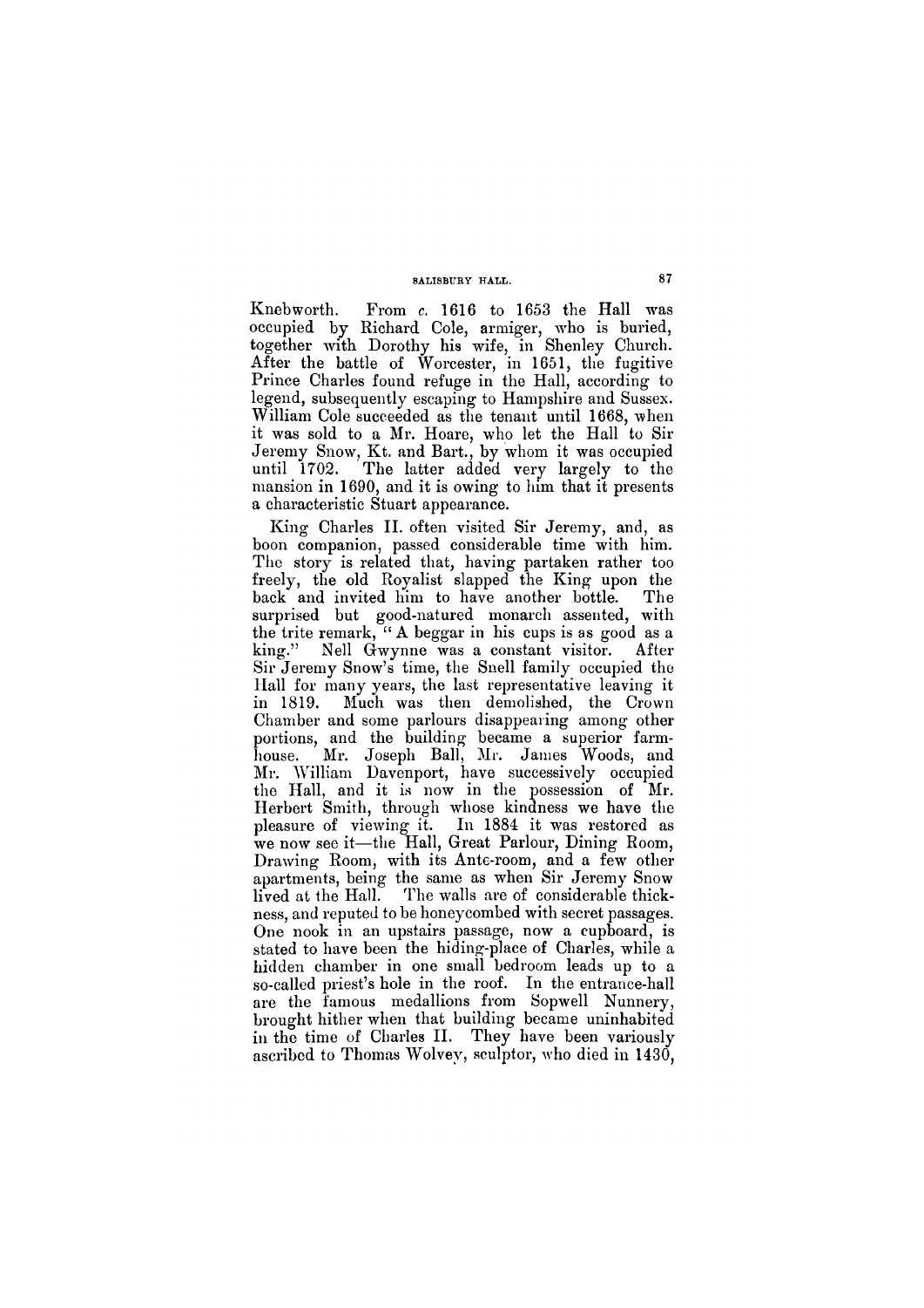Knebworth. From *c.* 1616 to 1653 the Hall was occupied by Richard Cole, armiger, who is buried, together with Dorothy his wife, in Shenley Church. After the battle of Worcester, in 1651, the fugitive Prince Charles found refuge in the Hall, according to legend, subsequently escaping to Hampshire and Sussex. William Cole succeeded as the tenant until 1668, when it was sold to a Mr. Hoare, who let the Hall to Sir Jeremy Snow, Kt. and Bart., by whom it was occupied until 1702. The latter added very largely to the mansion in 1690, and it is owing to him that it presents a characteristic Stuart appearance.

King Charles II. often visited Sir Jeremy, and, as boon companion, passed considerable time with him. The story is related that, having partaken rather too freely, the old Royalist slapped the King upon the back and invited him to have another bottle. The surprised but good-natured monarch assented, with the trite remark, "A beggar in his cups is as good as a king." Nell Gwynne was a constant visitor. After Sir Jeremy Snow's time, the Snell family occupied the Hall for many years, the last representative leaving it in 1819. Much was then demolished, the Crown Chamber and some parlours disappearing among other portions, and the building became a superior farmhouse. Mr. Joseph Ball, Mr. James Woods, and Mr. William Davenport, have successively occupied the Hall, and it is now in the possession of Mr. Herbert Smith, through whose kindness we have the pleasure of viewing it. In 1884 it was restored as we now see it—the Hall, Great Parlour, Dining Room, Drawing Room, with its Ante-room, and a few other apartments, being the same as when Sir Jeremy Snow lived at the Hall. The walls are of considerable thickness, and reputed to be honeycombed with secret passages. One nook in an upstairs passage, now a cupboard, is stated to have been the hiding-place of Charles, while a hidden chamber in one small bedroom leads up to a so-called priest's hole in the roof. In the entrance-hall are the famous medallions from Sopwell Nunnery, brought hither when that building became uninhabited in the time of Charles II. They have been variously ascribed to Thomas Wolvey, sculptor, who died in 1430,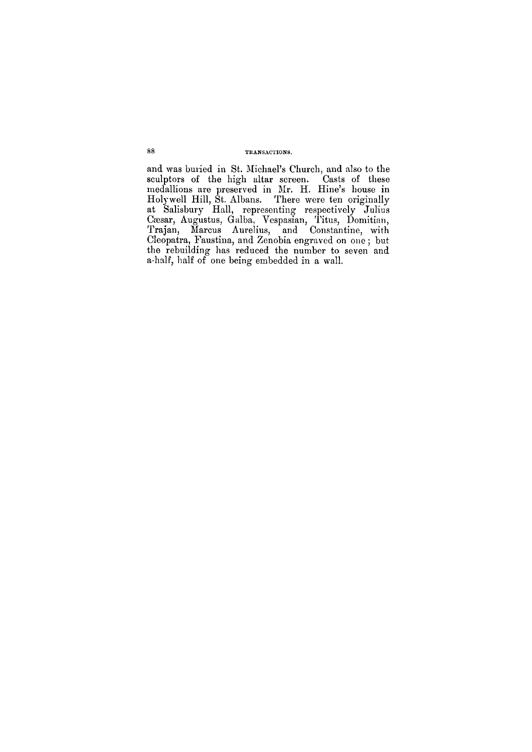and was buried in St. Michael's Church, and also to the sculptors of the high altar screen. Casts of these medallions are preserved in Mr. H. Hine's house in Holywell Hill, St. Albans. There were ten originally at Salisbury Hall, representing respectively Julius Cæsar, Augustus, Galba, Vespasian, Titus, Domitian, Trajan, Marcus Aurelius, and Constantine, with Cleopatra, Faustina, and Zenobia engraved on one; but the rebuilding has reduced the number to seven and a-half, half of one being embedded in a wall.